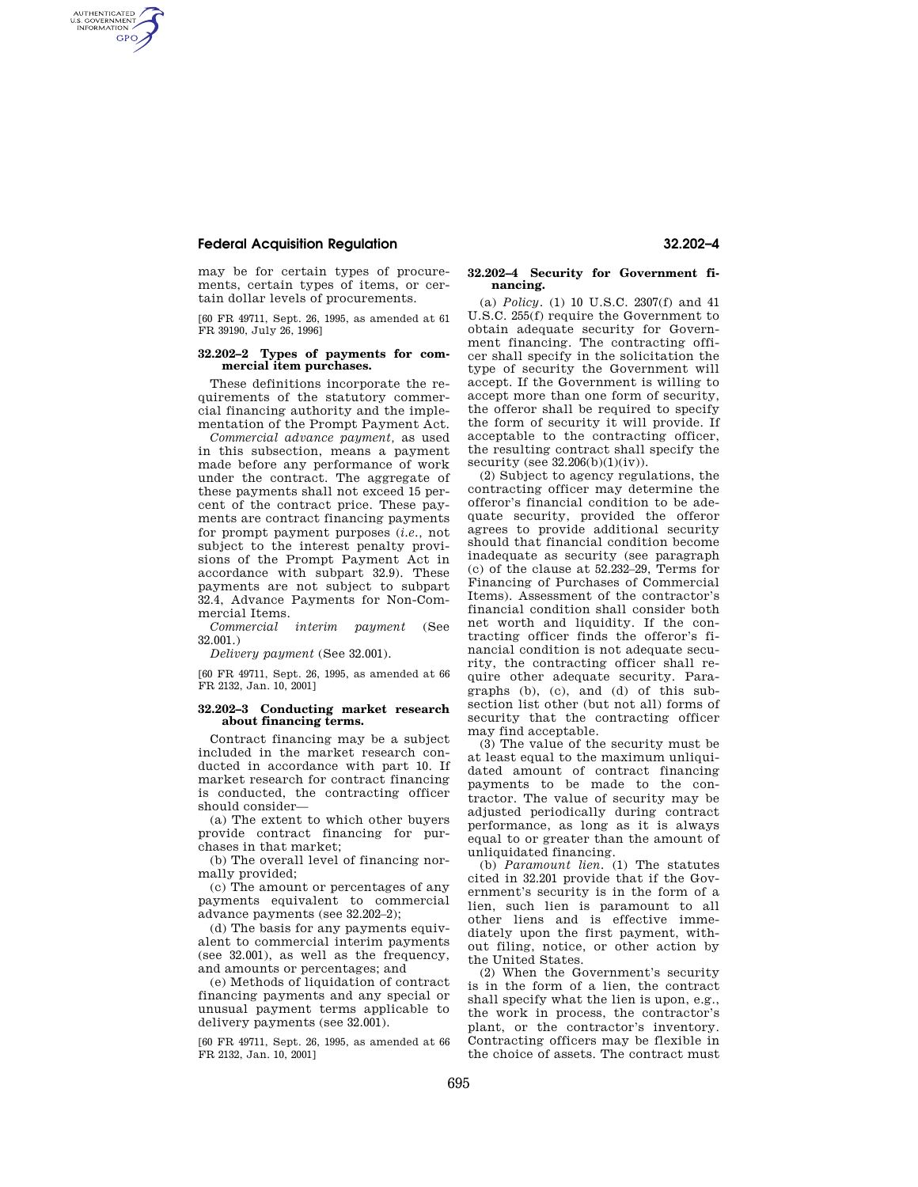may be for certain types of procurements, certain types of items, or certain dollar levels of procurements.

[60 FR 49711, Sept. 26, 1995, as amended at 61 FR 39190, July 26, 1996]

### 32.202–2 Types of payments for commercial item purchases.

These definitions incorporate the requirements of the statutory commercial financing authority and the implementation of the Prompt Payment Act.

*Commercial advance payment,* as used in this subsection, means a payment made before any performance of work under the contract. The aggregate of these payments shall not exceed 15 percent of the contract price. These payments are contract financing payments for prompt payment purposes (*i.e.,* not subject to the interest penalty provisions of the Prompt Payment Act in accordance with subpart 32.9). These payments are not subject to subpart 32.4, Advance Payments for Non-Commercial Items.

*Commercial interim payment* (See 32.001.)

*Delivery payment* (See 32.001).

[60 FR 49711, Sept. 26, 1995, as amended at 66 FR 2132, Jan. 10, 2001]

### 32.202–3 Conducting market research about financing terms.

Contract financing may be a subject included in the market research conducted in accordance with part 10. If market research for contract financing is conducted, the contracting officer should consider—

(a) The extent to which other buyers provide contract financing for purchases in that market;

(b) The overall level of financing normally provided;

(c) The amount or percentages of any payments equivalent to commercial advance payments (see 32.202–2);

(d) The basis for any payments equivalent to commercial interim payments (see 32.001), as well as the frequency, and amounts or percentages; and

(e) Methods of liquidation of contract financing payments and any special or unusual payment terms applicable to delivery payments (see 32.001).

[60 FR 49711, Sept. 26, 1995, as amended at 66 FR 2132, Jan. 10, 2001]

### 32.202–4 Security for Government financing.

(a) *Policy.* (1) 10 U.S.C. 2307(f) and 41 U.S.C. 255(f) require the Government to obtain adequate security for Government financing. The contracting officer shall specify in the solicitation the type of security the Government will accept. If the Government is willing to accept more than one form of security, the offeror shall be required to specify the form of security it will provide. If acceptable to the contracting officer, the resulting contract shall specify the security (see 32.206(b)(1)(iv)).

(2) Subject to agency regulations, the contracting officer may determine the offeror's financial condition to be adequate security, provided the offeror agrees to provide additional security should that financial condition become inadequate as security (see paragraph (c) of the clause at 52.232–29, Terms for Financing of Purchases of Commercial Items). Assessment of the contractor's financial condition shall consider both net worth and liquidity. If the contracting officer finds the offeror's financial condition is not adequate security, the contracting officer shall require other adequate security. Paragraphs (b), (c), and (d) of this subsection list other (but not all) forms of security that the contracting officer may find acceptable.

(3) The value of the security must be at least equal to the maximum unliquidated amount of contract financing payments to be made to the contractor. The value of security may be adjusted periodically during contract performance, as long as it is always equal to or greater than the amount of unliquidated financing.

(b) *Paramount lien.* (1) The statutes cited in 32.201 provide that if the Government's security is in the form of a lien, such lien is paramount to all other liens and is effective immediately upon the first payment, without filing, notice, or other action by the United States.

(2) When the Government's security is in the form of a lien, the contract shall specify what the lien is upon, e.g., the work in process, the contractor's plant, or the contractor's inventory. Contracting officers may be flexible in the choice of assets. The contract must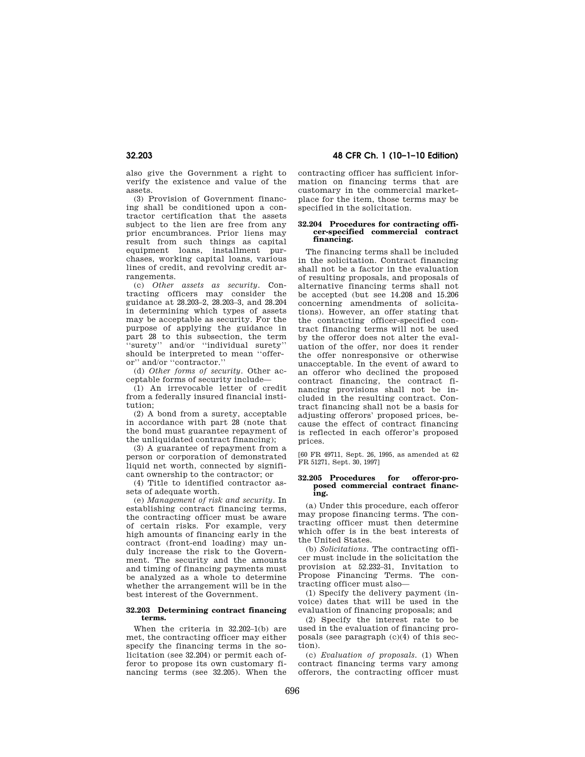also give the Government a right to verify the existence and value of the assets.

(3) Provision of Government financing shall be conditioned upon a contractor certification that the assets subject to the lien are free from any prior encumbrances. Prior liens may result from such things as capital equipment loans, installment purchases, working capital loans, various lines of credit, and revolving credit arrangements.

(c) *Other assets as security*. Contracting officers may consider the guidance at 28.203–2, 28.203–3, and 28.204 in determining which types of assets may be acceptable as security. For the purpose of applying the guidance in part 28 to this subsection, the term ''surety'' and/or ''individual surety'' should be interpreted to mean ''offeror'' and/or ''contractor.''

(d) *Other forms of security*. Other acceptable forms of security include—

(1) An irrevocable letter of credit from a federally insured financial institution;

(2) A bond from a surety, acceptable in accordance with part 28 (note that the bond must guarantee repayment of the unliquidated contract financing);

(3) A guarantee of repayment from a person or corporation of demonstrated liquid net worth, connected by significant ownership to the contractor; or

(4) Title to identified contractor assets of adequate worth.

(e) *Management of risk and security*. In establishing contract financing terms, the contracting officer must be aware of certain risks. For example, very high amounts of financing early in the contract (front-end loading) may unduly increase the risk to the Government. The security and the amounts and timing of financing payments must be analyzed as a whole to determine whether the arrangement will be in the best interest of the Government.

**32.203 Determining contract financing terms.**

When the criteria in 32.202–1(b) are met, the contracting officer may either specify the financing terms in the solicitation (see 32.204) or permit each offeror to propose its own customary financing terms (see 32.205). When the contracting officer has sufficient information on financing terms that are customary in the commercial marketplace for the item, those terms may be specified in the solicitation.

**32.204 Procedures for contracting officer-specified commercial contract financing.**

The financing terms shall be included in the solicitation. Contract financing shall not be a factor in the evaluation of resulting proposals, and proposals of alternative financing terms shall not be accepted (but see 14.208 and 15.206 concerning amendments of solicitations). However, an offer stating that the contracting officer-specified contract financing terms will not be used by the offeror does not alter the evaluation of the offer, nor does it render the offer nonresponsive or otherwise unacceptable. In the event of award to an offeror who declined the proposed contract financing, the contract financing provisions shall not be included in the resulting contract. Contract financing shall not be a basis for adjusting offerors' proposed prices, because the effect of contract financing is reflected in each offeror's proposed prices.

[60 FR 49711, Sept. 26, 1995, as amended at 62 FR 51271, Sept. 30, 1997]

**32.205 Procedures for offeror-proposed commercial contract financing.**

(a) Under this procedure, each offeror may propose financing terms. The contracting officer must then determine which offer is in the best interests of the United States.

(b) *Solicitations*. The contracting officer must include in the solicitation the provision at 52.232–31, Invitation to Propose Financing Terms. The contracting officer must also—

(1) Specify the delivery payment (invoice) dates that will be used in the evaluation of financing proposals; and

(2) Specify the interest rate to be used in the evaluation of financing proposals (see paragraph (c)(4) of this section).

(c) *Evaluation of proposals*. (1) When contract financing terms vary among offerors, the contracting officer must